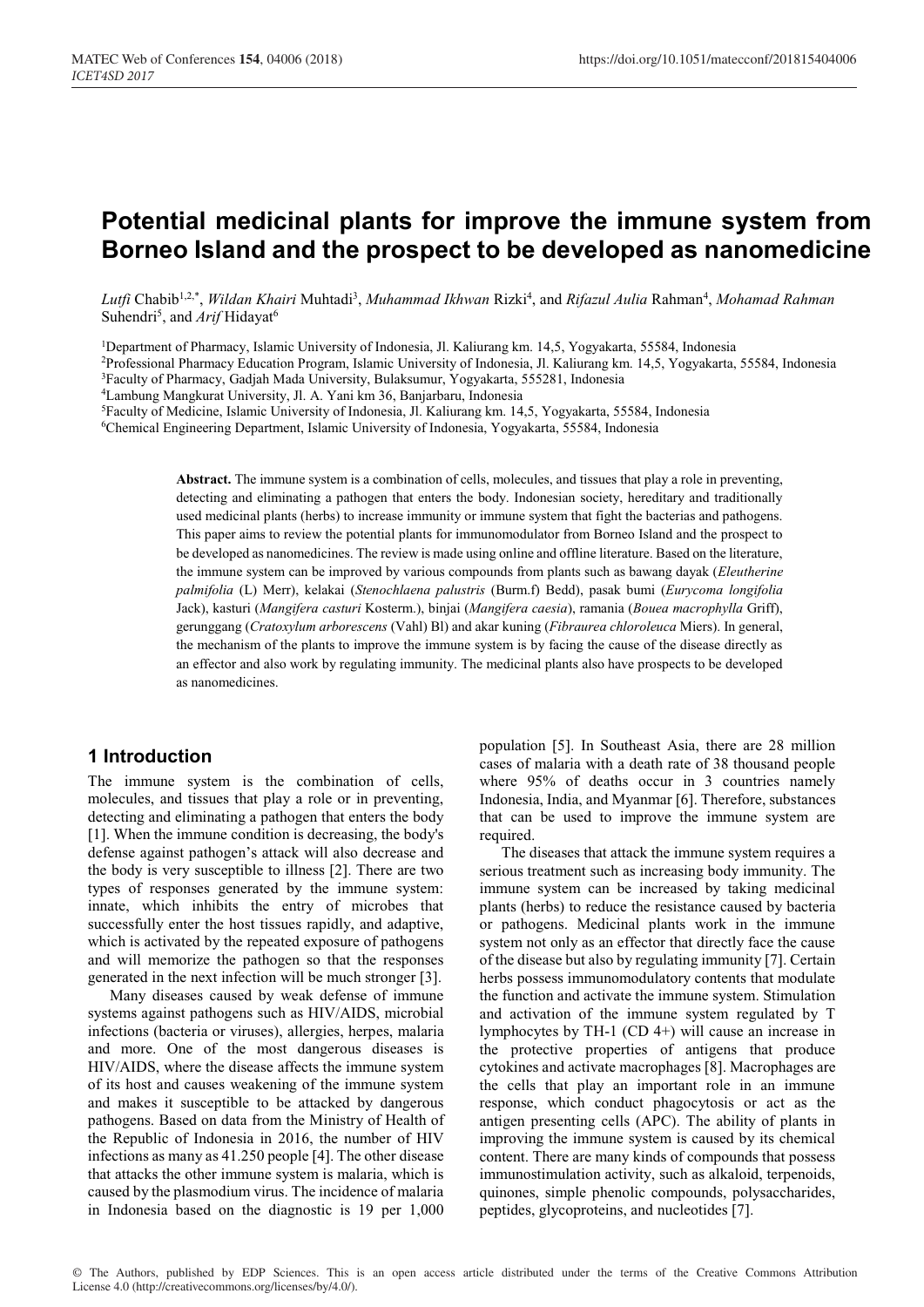# Potential medicinal plants for improve the immune system from Borneo Island and the prospect to be developed as nanomedicine

*Lutfi* Chabib[1,2,*], *Wildan Khairi* Muhtadi[3], *Muhammad Ikhwan* Rizki[4], and *Rifazul Aulia* Rahman[4], *Mohamad Rahman* Suhendri[5], and *Arif* Hidayat[6]

[1]Department of Pharmacy, Islamic University of Indonesia, Jl. Kaliurang km. 14,5, Yogyakarta, 55584, Indonesia
[2]Professional Pharmacy Education Program, Islamic University of Indonesia, Jl. Kaliurang km. 14,5, Yogyakarta, 55584, Indonesia
[3]Faculty of Pharmacy, Gadjah Mada University, Bulaksumur, Yogyakarta, 555281, Indonesia
[4]Lambung Mangkurat University, Jl. A. Yani km 36, Banjarbaru, Indonesia
[5]Faculty of Medicine, Islamic University of Indonesia, Jl. Kaliurang km. 14,5, Yogyakarta, 55584, Indonesia
[6]Chemical Engineering Department, Islamic University of Indonesia, Yogyakarta, 55584, Indonesia

**Abstract.** The immune system is a combination of cells, molecules, and tissues that play a role in preventing, detecting and eliminating a pathogen that enters the body. Indonesian society, hereditary and traditionally used medicinal plants (herbs) to increase immunity or immune system that fight the bacterias and pathogens. This paper aims to review the potential plants for immunomodulator from Borneo Island and the prospect to be developed as nanomedicines. The review is made using online and offline literature. Based on the literature, the immune system can be improved by various compounds from plants such as bawang dayak (*Eleutherine palmifolia* (L) Merr), kelakai (*Stenochlaena palustris* (Burm.f) Bedd), pasak bumi (*Eurycoma longifolia* Jack), kasturi (*Mangifera casturi* Kosterm.), binjai (*Mangifera caesia*), ramania (*Bouea macrophylla* Griff), gerunggang (*Cratoxylum arborescens* (Vahl) Bl) and akar kuning (*Fibraurea chloroleuca* Miers). In general, the mechanism of the plants to improve the immune system is by facing the cause of the disease directly as an effector and also work by regulating immunity. The medicinal plants also have prospects to be developed as nanomedicines.

## 1 Introduction

The immune system is the combination of cells, molecules, and tissues that play a role or in preventing, detecting and eliminating a pathogen that enters the body [1]. When the immune condition is decreasing, the body's defense against pathogen's attack will also decrease and the body is very susceptible to illness [2]. There are two types of responses generated by the immune system: innate, which inhibits the entry of microbes that successfully enter the host tissues rapidly, and adaptive, which is activated by the repeated exposure of pathogens and will memorize the pathogen so that the responses generated in the next infection will be much stronger [3].

Many diseases caused by weak defense of immune systems against pathogens such as HIV/AIDS, microbial infections (bacteria or viruses), allergies, herpes, malaria and more. One of the most dangerous diseases is HIV/AIDS, where the disease affects the immune system of its host and causes weakening of the immune system and makes it susceptible to be attacked by dangerous pathogens. Based on data from the Ministry of Health of the Republic of Indonesia in 2016, the number of HIV infections as many as 41.250 people [4]. The other disease that attacks the other immune system is malaria, which is caused by the plasmodium virus. The incidence of malaria in Indonesia based on the diagnostic is 19 per 1,000 population [5]. In Southeast Asia, there are 28 million cases of malaria with a death rate of 38 thousand people where 95% of deaths occur in 3 countries namely Indonesia, India, and Myanmar [6]. Therefore, substances that can be used to improve the immune system are required.

The diseases that attack the immune system requires a serious treatment such as increasing body immunity. The immune system can be increased by taking medicinal plants (herbs) to reduce the resistance caused by bacteria or pathogens. Medicinal plants work in the immune system not only as an effector that directly face the cause of the disease but also by regulating immunity [7]. Certain herbs possess immunomodulatory contents that modulate the function and activate the immune system. Stimulation and activation of the immune system regulated by T lymphocytes by TH-1 (CD 4+) will cause an increase in the protective properties of antigens that produce cytokines and activate macrophages [8]. Macrophages are the cells that play an important role in an immune response, which conduct phagocytosis or act as the antigen presenting cells (APC). The ability of plants in improving the immune system is caused by its chemical content. There are many kinds of compounds that possess immunostimulation activity, such as alkaloid, terpenoids, quinones, simple phenolic compounds, polysaccharides, peptides, glycoproteins, and nucleotides [7].

© The Authors, published by EDP Sciences. This is an open access article distributed under the terms of the Creative Commons Attribution License 4.0 (http://creativecommons.org/licenses/by/4.0/).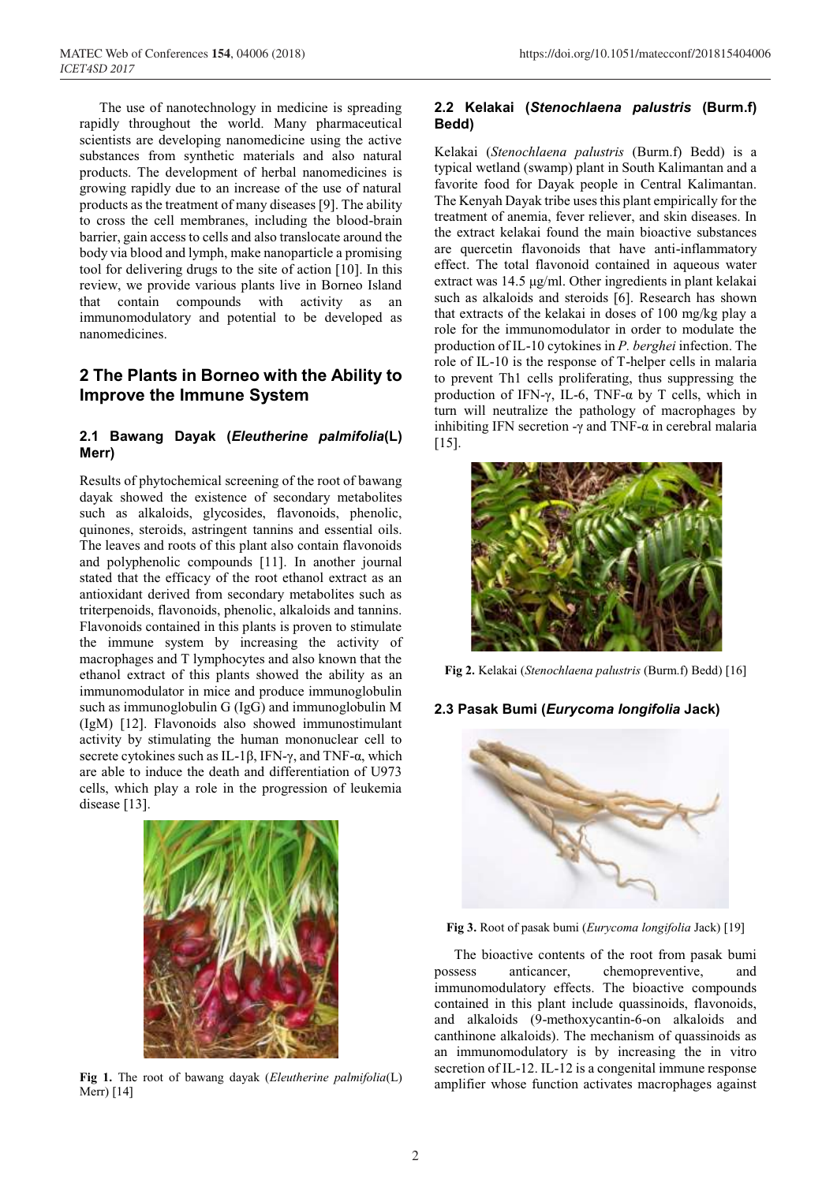The use of nanotechnology in medicine is spreading rapidly throughout the world. Many pharmaceutical scientists are developing nanomedicine using the active substances from synthetic materials and also natural products. The development of herbal nanomedicines is growing rapidly due to an increase of the use of natural products as the treatment of many diseases [9]. The ability to cross the cell membranes, including the blood-brain barrier, gain access to cells and also translocate around the body via blood and lymph, make nanoparticle a promising tool for delivering drugs to the site of action [10]. In this review, we provide various plants live in Borneo Island that contain compounds with activity as an immunomodulatory and potential to be developed as nanomedicines.

## 2 The Plants in Borneo with the Ability to Improve the Immune System

### 2.1 Bawang Dayak (*Eleutherine palmifolia*(L) Merr)

Results of phytochemical screening of the root of bawang dayak showed the existence of secondary metabolites such as alkaloids, glycosides, flavonoids, phenolic, quinones, steroids, astringent tannins and essential oils. The leaves and roots of this plant also contain flavonoids and polyphenolic compounds [11]. In another journal stated that the efficacy of the root ethanol extract as an antioxidant derived from secondary metabolites such as triterpenoids, flavonoids, phenolic, alkaloids and tannins. Flavonoids contained in this plants is proven to stimulate the immune system by increasing the activity of macrophages and T lymphocytes and also known that the ethanol extract of this plants showed the ability as an immunomodulator in mice and produce immunoglobulin such as immunoglobulin G (IgG) and immunoglobulin M (IgM) [12]. Flavonoids also showed immunostimulant activity by stimulating the human mononuclear cell to secrete cytokines such as IL-1β, IFN-γ, and TNF-α, which are able to induce the death and differentiation of U973 cells, which play a role in the progression of leukemia disease [13].

**Fig 1.** The root of bawang dayak (*Eleutherine palmifolia*(L) Merr) [14]

### 2.2 Kelakai (*Stenochlaena palustris* (Burm.f) Bedd)

Kelakai (*Stenochlaena palustris* (Burm.f) Bedd) is a typical wetland (swamp) plant in South Kalimantan and a favorite food for Dayak people in Central Kalimantan. The Kenyah Dayak tribe uses this plant empirically for the treatment of anemia, fever reliever, and skin diseases. In the extract kelakai found the main bioactive substances are quercetin flavonoids that have anti-inflammatory effect. The total flavonoid contained in aqueous water extract was 14.5 μg/ml. Other ingredients in plant kelakai such as alkaloids and steroids [6]. Research has shown that extracts of the kelakai in doses of 100 mg/kg play a role for the immunomodulator in order to modulate the production of IL-10 cytokines in *P. berghei* infection. The role of IL-10 is the response of T-helper cells in malaria to prevent Th1 cells proliferating, thus suppressing the production of IFN-γ, IL-6, TNF-α by T cells, which in turn will neutralize the pathology of macrophages by inhibiting IFN secretion -γ and TNF-α in cerebral malaria [15].

**Fig 2.** Kelakai (*Stenochlaena palustris* (Burm.f) Bedd) [16]

### 2.3 Pasak Bumi (*Eurycoma longifolia* Jack)

**Fig 3.** Root of pasak bumi (*Eurycoma longifolia* Jack) [19]

The bioactive contents of the root from pasak bumi possess anticancer, chemopreventive, and immunomodulatory effects. The bioactive compounds contained in this plant include quassinoids, flavonoids, and alkaloids (9-methoxycantin-6-on alkaloids and canthinone alkaloids). The mechanism of quassinoids as an immunomodulatory is by increasing the in vitro secretion of IL-12. IL-12 is a congenital immune response amplifier whose function activates macrophages against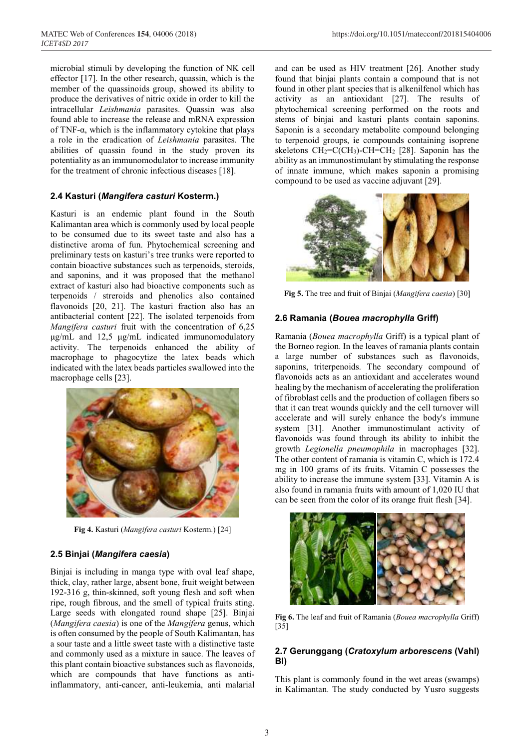microbial stimuli by developing the function of NK cell effector [17]. In the other research, quassin, which is the member of the quassinoids group, showed its ability to produce the derivatives of nitric oxide in order to kill the intracellular *Leishmania* parasites. Quassin was also found able to increase the release and mRNA expression of TNF-α, which is the inflammatory cytokine that plays a role in the eradication of *Leishmania* parasites. The abilities of quassin found in the study proven its potentiality as an immunomodulator to increase immunity for the treatment of chronic infectious diseases [18].

### 2.4 Kasturi (*Mangifera casturi* Kosterm.)

Kasturi is an endemic plant found in the South Kalimantan area which is commonly used by local people to be consumed due to its sweet taste and also has a distinctive aroma of fun. Phytochemical screening and preliminary tests on kasturi's tree trunks were reported to contain bioactive substances such as terpenoids, steroids, and saponins, and it was proposed that the methanol extract of kasturi also had bioactive components such as terpenoids / streroids and phenolics also contained flavonoids [20, 21]. The kasturi fraction also has an antibacterial content [22]. The isolated terpenoids from *Mangifera casturi* fruit with the concentration of 6,25 µg/mL and 12,5 µg/mL indicated immunomodulatory activity. The terpenoids enhanced the ability of macrophage to phagocytize the latex beads which indicated with the latex beads particles swallowed into the macrophage cells [23].

**Fig 4.** Kasturi (*Mangifera casturi* Kosterm.) [24]

### 2.5 Binjai (*Mangifera caesia*)

Binjai is including in manga type with oval leaf shape, thick, clay, rather large, absent bone, fruit weight between 192-316 g, thin-skinned, soft young flesh and soft when ripe, rough fibrous, and the smell of typical fruits sting. Large seeds with elongated round shape [25]. Binjai (*Mangifera caesia*) is one of the *Mangifera* genus, which is often consumed by the people of South Kalimantan, has a sour taste and a little sweet taste with a distinctive taste and commonly used as a mixture in sauce. The leaves of this plant contain bioactive substances such as flavonoids, which are compounds that have functions as anti-inflammatory, anti-cancer, anti-leukemia, anti malarial and can be used as HIV treatment [26]. Another study found that binjai plants contain a compound that is not found in other plant species that is alkenilfenol which has activity as an antioxidant [27]. The results of phytochemical screening performed on the roots and stems of binjai and kasturi plants contain saponins. Saponin is a secondary metabolite compound belonging to terpenoid groups, ie compounds containing isoprene skeletons $CH_2{=}C(CH_3){-}CH{=}CH_2$ [28]. Saponin has the ability as an immunostimulant by stimulating the response of innate immune, which makes saponin a promising compound to be used as vaccine adjuvant [29].

**Fig 5.** The tree and fruit of Binjai (*Mangifera caesia*) [30]

### 2.6 Ramania (*Bouea macrophylla* Griff)

Ramania (*Bouea macrophylla* Griff) is a typical plant of the Borneo region. In the leaves of ramania plants contain a large number of substances such as flavonoids, saponins, triterpenoids. The secondary compound of flavonoids acts as an antioxidant and accelerates wound healing by the mechanism of accelerating the proliferation of fibroblast cells and the production of collagen fibers so that it can treat wounds quickly and the cell turnover will accelerate and will surely enhance the body's immune system [31]. Another immunostimulant activity of flavonoids was found through its ability to inhibit the growth *Legionella pneumophila* in macrophages [32]. The other content of ramania is vitamin C, which is 172.4 mg in 100 grams of its fruits. Vitamin C possesses the ability to increase the immune system [33]. Vitamin A is also found in ramania fruits with amount of 1,020 IU that can be seen from the color of its orange fruit flesh [34].

**Fig 6.** The leaf and fruit of Ramania (*Bouea macrophylla* Griff) [35]

### 2.7 Gerunggang (*Cratoxylum arborescens* (Vahl) Bl)

This plant is commonly found in the wet areas (swamps) in Kalimantan. The study conducted by Yusro suggests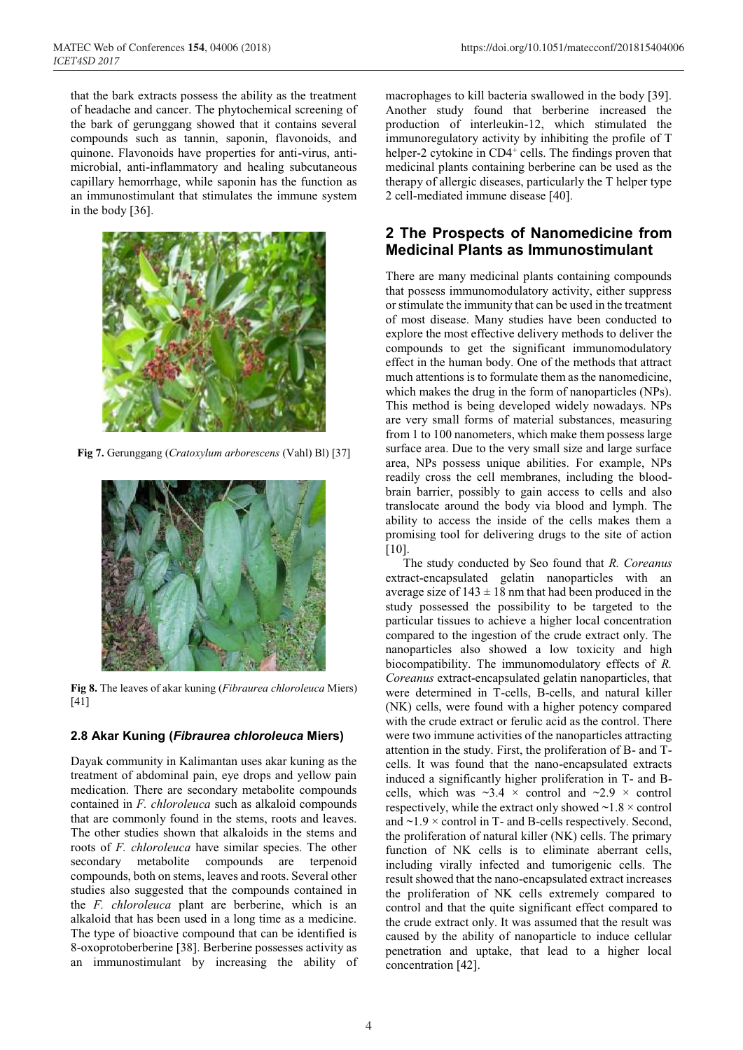that the bark extracts possess the ability as the treatment of headache and cancer. The phytochemical screening of the bark of gerunggang showed that it contains several compounds such as tannin, saponin, flavonoids, and quinone. Flavonoids have properties for anti-virus, anti-microbial, anti-inflammatory and healing subcutaneous capillary hemorrhage, while saponin has the function as an immunostimulant that stimulates the immune system in the body [36].

**Fig 7.** Gerunggang (*Cratoxylum arborescens* (Vahl) Bl) [37]

**Fig 8.** The leaves of akar kuning (*Fibraurea chloroleuca* Miers) [41]

### 2.8 Akar Kuning (*Fibraurea chloroleuca* Miers)

Dayak community in Kalimantan uses akar kuning as the treatment of abdominal pain, eye drops and yellow pain medication. There are secondary metabolite compounds contained in *F. chloroleuca* such as alkaloid compounds that are commonly found in the stems, roots and leaves. The other studies shown that alkaloids in the stems and roots of *F. chloroleuca* have similar species. The other secondary metabolite compounds are terpenoid compounds, both on stems, leaves and roots. Several other studies also suggested that the compounds contained in the *F. chloroleuca* plant are berberine, which is an alkaloid that has been used in a long time as a medicine. The type of bioactive compound that can be identified is 8-oxoprotoberberine [38]. Berberine possesses activity as an immunostimulant by increasing the ability of macrophages to kill bacteria swallowed in the body [39]. Another study found that berberine increased the production of interleukin-12, which stimulated the immunoregulatory activity by inhibiting the profile of T helper-2 cytokine in $CD4^+$ cells. The findings proven that medicinal plants containing berberine can be used as the therapy of allergic diseases, particularly the T helper type 2 cell-mediated immune disease [40].

## 2 The Prospects of Nanomedicine from Medicinal Plants as Immunostimulant

There are many medicinal plants containing compounds that possess immunomodulatory activity, either suppress or stimulate the immunity that can be used in the treatment of most disease. Many studies have been conducted to explore the most effective delivery methods to deliver the compounds to get the significant immunomodulatory effect in the human body. One of the methods that attract much attentions is to formulate them as the nanomedicine, which makes the drug in the form of nanoparticles (NPs). This method is being developed widely nowadays. NPs are very small forms of material substances, measuring from 1 to 100 nanometers, which make them possess large surface area. Due to the very small size and large surface area, NPs possess unique abilities. For example, NPs readily cross the cell membranes, including the blood-brain barrier, possibly to gain access to cells and also translocate around the body via blood and lymph. The ability to access the inside of the cells makes them a promising tool for delivering drugs to the site of action [10].

The study conducted by Seo found that *R. Coreanus* extract-encapsulated gelatin nanoparticles with an average size of $143 \pm 18$ nm that had been produced in the study possessed the possibility to be targeted to the particular tissues to achieve a higher local concentration compared to the ingestion of the crude extract only. The nanoparticles also showed a low toxicity and high biocompatibility. The immunomodulatory effects of *R. Coreanus* extract-encapsulated gelatin nanoparticles, that were determined in T-cells, B-cells, and natural killer (NK) cells, were found with a higher potency compared with the crude extract or ferulic acid as the control. There were two immune activities of the nanoparticles attracting attention in the study. First, the proliferation of B- and T-cells. It was found that the nano-encapsulated extracts induced a significantly higher proliferation in T- and B-cells, which was $\sim 3.4 \times$ control and $\sim 2.9 \times$ control respectively, while the extract only showed $\sim 1.8 \times$ control and $\sim 1.9 \times$ control in T- and B-cells respectively. Second, the proliferation of natural killer (NK) cells. The primary function of NK cells is to eliminate aberrant cells, including virally infected and tumorigenic cells. The result showed that the nano-encapsulated extract increases the proliferation of NK cells extremely compared to control and that the quite significant effect compared to the crude extract only. It was assumed that the result was caused by the ability of nanoparticle to induce cellular penetration and uptake, that lead to a higher local concentration [42].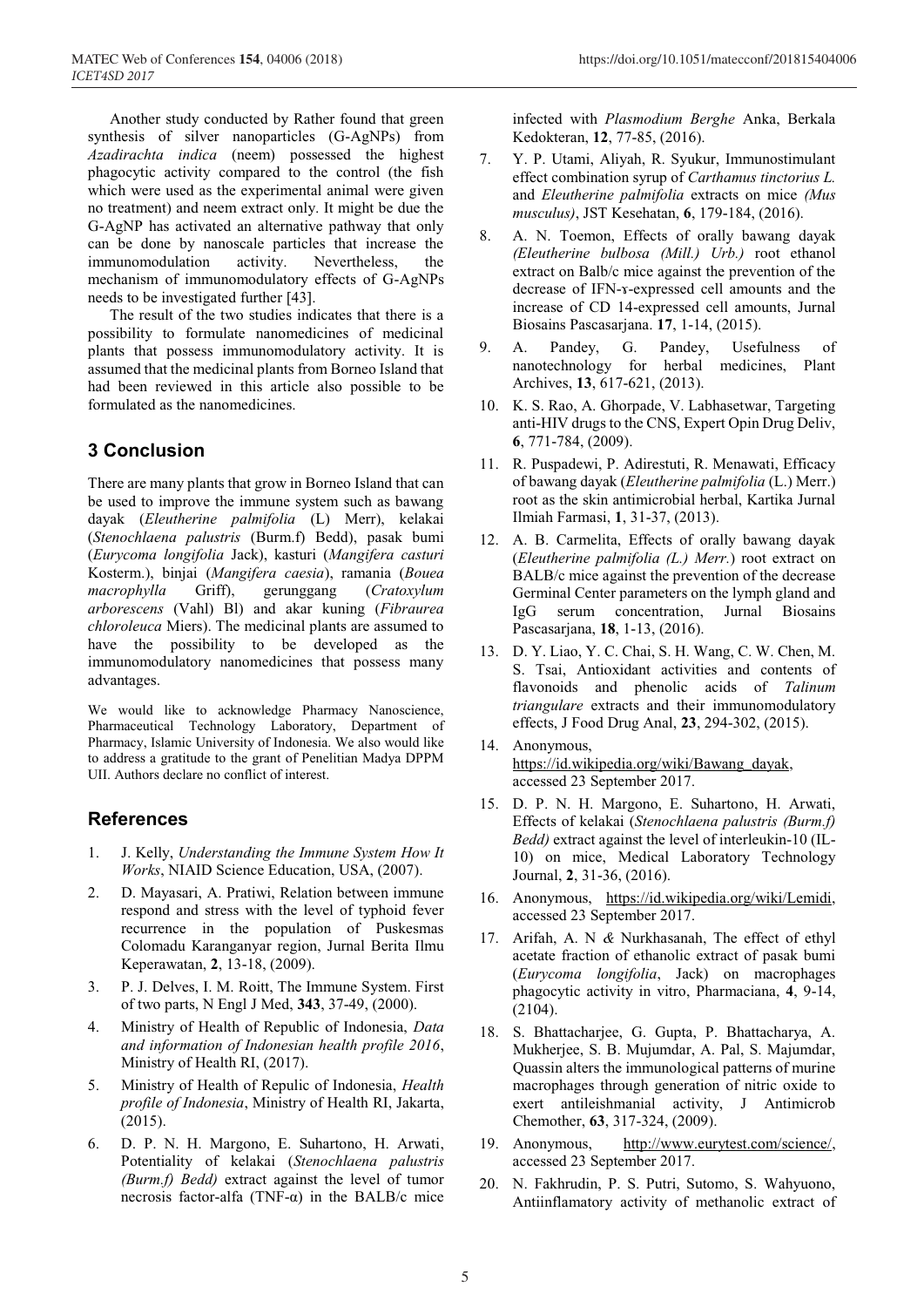Another study conducted by Rather found that green synthesis of silver nanoparticles (G-AgNPs) from *Azadirachta indica* (neem) possessed the highest phagocytic activity compared to the control (the fish which were used as the experimental animal were given no treatment) and neem extract only. It might be due the G-AgNP has activated an alternative pathway that only can be done by nanoscale particles that increase the immunomodulation activity. Nevertheless, the mechanism of immunomodulatory effects of G-AgNPs needs to be investigated further [43].

The result of the two studies indicates that there is a possibility to formulate nanomedicines of medicinal plants that possess immunomodulatory activity. It is assumed that the medicinal plants from Borneo Island that had been reviewed in this article also possible to be formulated as the nanomedicines.

## 3 Conclusion

There are many plants that grow in Borneo Island that can be used to improve the immune system such as bawang dayak (*Eleutherine palmifolia* (L) Merr), kelakai (*Stenochlaena palustris* (Burm.f) Bedd), pasak bumi (*Eurycoma longifolia* Jack), kasturi (*Mangifera casturi* Kosterm.), binjai (*Mangifera caesia*), ramania (*Bouea macrophylla* Griff), gerunggang (*Cratoxylum arborescens* (Vahl) Bl) and akar kuning (*Fibraurea chloroleuca* Miers). The medicinal plants are assumed to have the possibility to be developed as the immunomodulatory nanomedicines that possess many advantages.

We would like to acknowledge Pharmacy Nanoscience, Pharmaceutical Technology Laboratory, Department of Pharmacy, Islamic University of Indonesia. We also would like to address a gratitude to the grant of Penelitian Madya DPPM UII. Authors declare no conflict of interest.

## References

1. J. Kelly, *Understanding the Immune System How It Works*, NIAID Science Education, USA, (2007).
2. D. Mayasari, A. Pratiwi, Relation between immune respond and stress with the level of typhoid fever recurrence in the population of Puskesmas Colomadu Karanganyar region, Jurnal Berita Ilmu Keperawatan, **2**, 13-18, (2009).
3. P. J. Delves, I. M. Roitt, The Immune System. First of two parts, N Engl J Med, **343**, 37-49, (2000).
4. Ministry of Health of Republic of Indonesia, *Data and information of Indonesian health profile 2016*, Ministry of Health RI, (2017).
5. Ministry of Health of Repulic of Indonesia, *Health profile of Indonesia*, Ministry of Health RI, Jakarta, (2015).
6. D. P. N. H. Margono, E. Suhartono, H. Arwati, Potentiality of kelakai (*Stenochlaena palustris (Burm.f) Bedd)* extract against the level of tumor necrosis factor-alfa (TNF-α) in the BALB/c mice infected with *Plasmodium Berghe* Anka, Berkala Kedokteran, **12**, 77-85, (2016).
7. Y. P. Utami, Aliyah, R. Syukur, Immunostimulant effect combination syrup of *Carthamus tinctorius L.* and *Eleutherine palmifolia* extracts on mice *(Mus musculus)*, JST Kesehatan, **6**, 179-184, (2016).
8. A. N. Toemon, Effects of orally bawang dayak *(Eleutherine bulbosa (Mill.) Urb.)* root ethanol extract on Balb/c mice against the prevention of the decrease of IFN-ɤ-expressed cell amounts and the increase of CD 14-expressed cell amounts, Jurnal Biosains Pascasarjana. **17**, 1-14, (2015).
9. A. Pandey, G. Pandey, Usefulness of nanotechnology for herbal medicines, Plant Archives, **13**, 617-621, (2013).
10. K. S. Rao, A. Ghorpade, V. Labhasetwar, Targeting anti-HIV drugs to the CNS, Expert Opin Drug Deliv, **6**, 771-784, (2009).
11. R. Puspadewi, P. Adirestuti, R. Menawati, Efficacy of bawang dayak (*Eleutherine palmifolia* (L.) Merr.) root as the skin antimicrobial herbal, Kartika Jurnal Ilmiah Farmasi, **1**, 31-37, (2013).
12. A. B. Carmelita, Effects of orally bawang dayak (*Eleutherine palmifolia (L.) Merr.*) root extract on BALB/c mice against the prevention of the decrease Germinal Center parameters on the lymph gland and IgG serum concentration, Jurnal Biosains Pascasarjana, **18**, 1-13, (2016).
13. D. Y. Liao, Y. C. Chai, S. H. Wang, C. W. Chen, M. S. Tsai, Antioxidant activities and contents of flavonoids and phenolic acids of *Talinum triangulare* extracts and their immunomodulatory effects, J Food Drug Anal, **23**, 294-302, (2015).
14. Anonymous, https://id.wikipedia.org/wiki/Bawang_dayak, accessed 23 September 2017.
15. D. P. N. H. Margono, E. Suhartono, H. Arwati, Effects of kelakai (*Stenochlaena palustris (Burm.f) Bedd)* extract against the level of interleukin-10 (IL-10) on mice, Medical Laboratory Technology Journal, **2**, 31-36, (2016).
16. Anonymous, https://id.wikipedia.org/wiki/Lemidi, accessed 23 September 2017.
17. Arifah, A. N *&* Nurkhasanah, The effect of ethyl acetate fraction of ethanolic extract of pasak bumi (*Eurycoma longifolia*, Jack) on macrophages phagocytic activity in vitro, Pharmaciana, **4**, 9-14, (2104).
18. S. Bhattacharjee, G. Gupta, P. Bhattacharya, A. Mukherjee, S. B. Mujumdar, A. Pal, S. Majumdar, Quassin alters the immunological patterns of murine macrophages through generation of nitric oxide to exert antileishmanial activity, J Antimicrob Chemother, **63**, 317-324, (2009).
19. Anonymous, http://www.eurytest.com/science/, accessed 23 September 2017.
20. N. Fakhrudin, P. S. Putri, Sutomo, S. Wahyuono, Antiinflamatory activity of methanolic extract of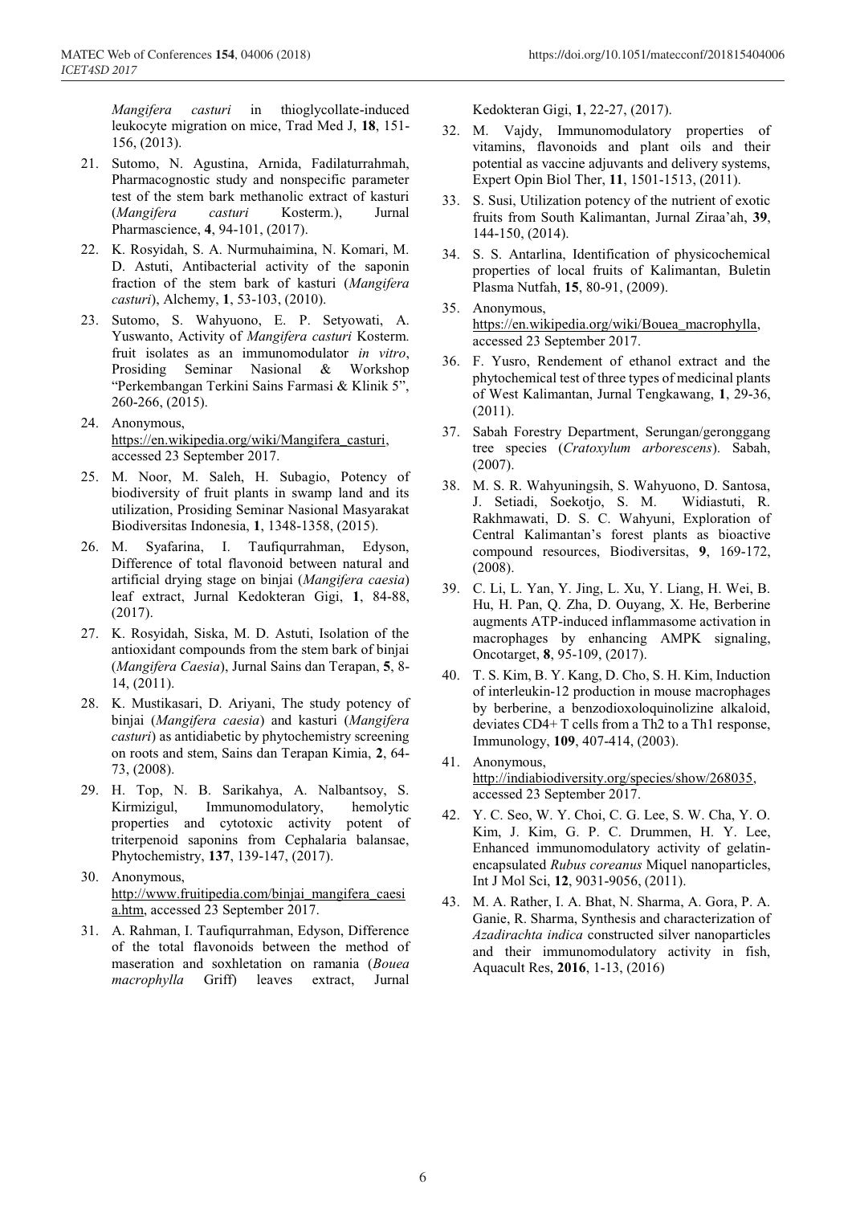*Mangifera casturi* in thioglycollate-induced leukocyte migration on mice, Trad Med J, **18**, 151-156, (2013).

21. Sutomo, N. Agustina, Arnida, Fadilaturrahmah, Pharmacognostic study and nonspecific parameter test of the stem bark methanolic extract of kasturi (*Mangifera casturi* Kosterm.), Jurnal Pharmascience, **4**, 94-101, (2017).
22. K. Rosyidah, S. A. Nurmuhaimina, N. Komari, M. D. Astuti, Antibacterial activity of the saponin fraction of the stem bark of kasturi (*Mangifera casturi*), Alchemy, **1**, 53-103, (2010).
23. Sutomo, S. Wahyuono, E. P. Setyowati, A. Yuswanto, Activity of *Mangifera casturi* Kosterm. fruit isolates as an immunomodulator *in vitro*, Prosiding Seminar Nasional & Workshop "Perkembangan Terkini Sains Farmasi & Klinik 5", 260-266, (2015).
24. Anonymous, https://en.wikipedia.org/wiki/Mangifera_casturi, accessed 23 September 2017.
25. M. Noor, M. Saleh, H. Subagio, Potency of biodiversity of fruit plants in swamp land and its utilization, Prosiding Seminar Nasional Masyarakat Biodiversitas Indonesia, **1**, 1348-1358, (2015).
26. M. Syafarina, I. Taufiqurrahman, Edyson, Difference of total flavonoid between natural and artificial drying stage on binjai (*Mangifera caesia*) leaf extract, Jurnal Kedokteran Gigi, **1**, 84-88, (2017).
27. K. Rosyidah, Siska, M. D. Astuti, Isolation of the antioxidant compounds from the stem bark of binjai (*Mangifera Caesia*), Jurnal Sains dan Terapan, **5**, 8-14, (2011).
28. K. Mustikasari, D. Ariyani, The study potency of binjai (*Mangifera caesia*) and kasturi (*Mangifera casturi*) as antidiabetic by phytochemistry screening on roots and stem, Sains dan Terapan Kimia, **2**, 64-73, (2008).
29. H. Top, N. B. Sarikahya, A. Nalbantsoy, S. Kirmizigul, Immunomodulatory, hemolytic properties and cytotoxic activity potent of triterpenoid saponins from Cephalaria balansae, Phytochemistry, **137**, 139-147, (2017).
30. Anonymous, http://www.fruitipedia.com/binjai_mangifera_caesia.htm, accessed 23 September 2017.
31. A. Rahman, I. Taufiqurrahman, Edyson, Difference of the total flavonoids between the method of maseration and soxhletation on ramania (*Bouea macrophylla* Griff) leaves extract, Jurnal Kedokteran Gigi, **1**, 22-27, (2017).
32. M. Vajdy, Immunomodulatory properties of vitamins, flavonoids and plant oils and their potential as vaccine adjuvants and delivery systems, Expert Opin Biol Ther, **11**, 1501-1513, (2011).
33. S. Susi, Utilization potency of the nutrient of exotic fruits from South Kalimantan, Jurnal Ziraa'ah, **39**, 144-150, (2014).
34. S. S. Antarlina, Identification of physicochemical properties of local fruits of Kalimantan, Buletin Plasma Nutfah, **15**, 80-91, (2009).
35. Anonymous, https://en.wikipedia.org/wiki/Bouea_macrophylla, accessed 23 September 2017.
36. F. Yusro, Rendement of ethanol extract and the phytochemical test of three types of medicinal plants of West Kalimantan, Jurnal Tengkawang, **1**, 29-36, (2011).
37. Sabah Forestry Department, Serungan/geronggang tree species (*Cratoxylum arborescens*). Sabah, (2007).
38. M. S. R. Wahyuningsih, S. Wahyuono, D. Santosa, J. Setiadi, Soekotjo, S. M. Widiastuti, R. Rakhmawati, D. S. C. Wahyuni, Exploration of Central Kalimantan's forest plants as bioactive compound resources, Biodiversitas, **9**, 169-172, (2008).
39. C. Li, L. Yan, Y. Jing, L. Xu, Y. Liang, H. Wei, B. Hu, H. Pan, Q. Zha, D. Ouyang, X. He, Berberine augments ATP-induced inflammasome activation in macrophages by enhancing AMPK signaling, Oncotarget, **8**, 95-109, (2017).
40. T. S. Kim, B. Y. Kang, D. Cho, S. H. Kim, Induction of interleukin-12 production in mouse macrophages by berberine, a benzodioxoloquinolizine alkaloid, deviates CD4+ T cells from a Th2 to a Th1 response, Immunology, **109**, 407-414, (2003).
41. Anonymous, http://indiabiodiversity.org/species/show/268035, accessed 23 September 2017.
42. Y. C. Seo, W. Y. Choi, C. G. Lee, S. W. Cha, Y. O. Kim, J. Kim, G. P. C. Drummen, H. Y. Lee, Enhanced immunomodulatory activity of gelatin-encapsulated *Rubus coreanus* Miquel nanoparticles, Int J Mol Sci, **12**, 9031-9056, (2011).
43. M. A. Rather, I. A. Bhat, N. Sharma, A. Gora, P. A. Ganie, R. Sharma, Synthesis and characterization of *Azadirachta indica* constructed silver nanoparticles and their immunomodulatory activity in fish, Aquacult Res, **2016**, 1-13, (2016)